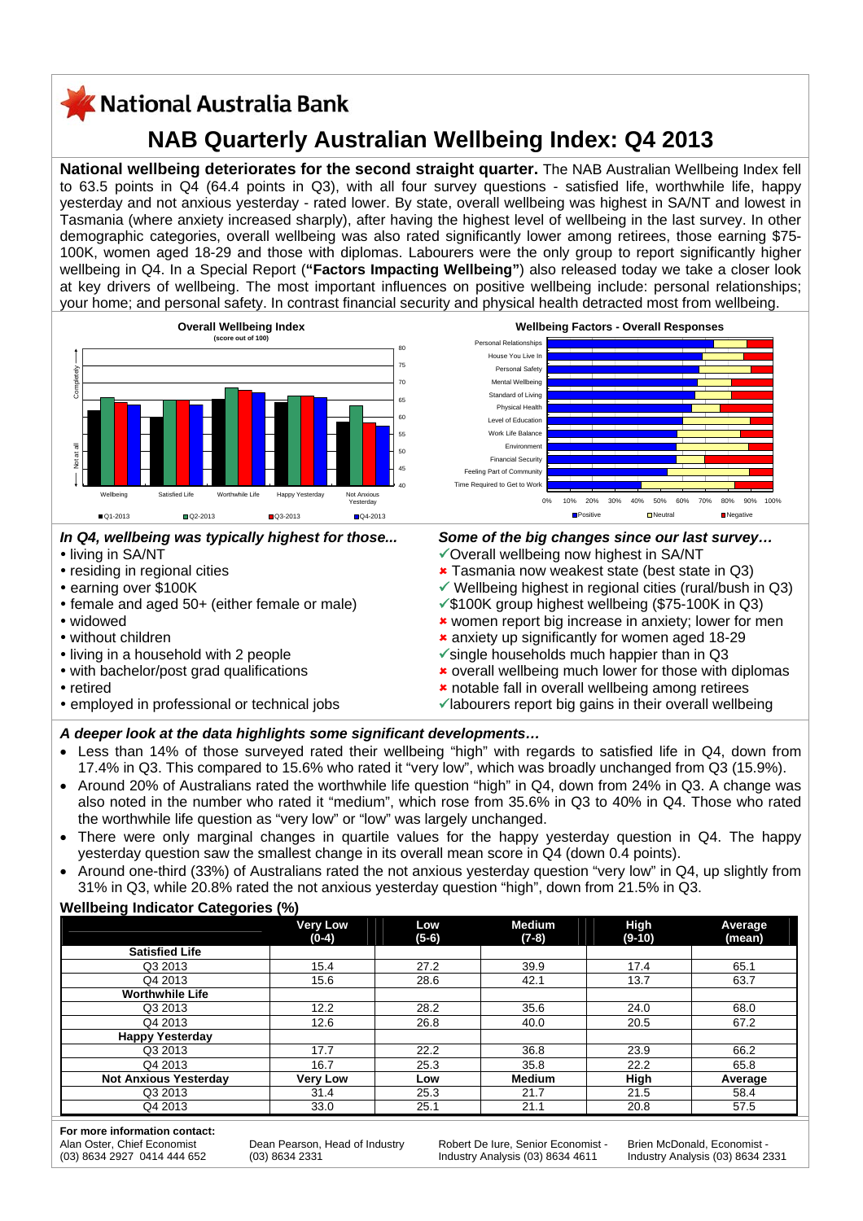# National Australia Bank

## NAB Quarterly Australian Wellbeing Index: Q4 2013

**National wellbeing deteriorates for the second straight quarter.** The NAB Australian Wellbeing Index fell to 63.5 points in Q4 (64.4 points in Q3), with all four survey questions - satisfied life, worthwhile life, happy yesterday and not anxious yesterday - rated lower. By state, overall wellbeing was highest in SA/NT and lowest in Tasmania (where anxiety increased sharply), after having the highest level of wellbeing in the last survey. In other demographic categories, overall wellbeing was also rated significantly lower among retirees, those earning $75-100K, women aged 18-29 and those with diplomas. Labourers were the only group to report significantly higher wellbeing in Q4. In a Special Report (**"Factors Impacting Wellbeing"**) also released today we take a closer look at key drivers of wellbeing. The most important influences on positive wellbeing include: personal relationships; your home; and personal safety. In contrast financial security and physical health detracted most from wellbeing.

**Overall Wellbeing Index** (score out of 100)

Wellbeing | Satisfied Life | Worthwhile Life | Happy Yesterday | Not Anxious Yesterday

Q1-2013 | Q2-2013 | Q3-2013 | Q4-2013

**Wellbeing Factors - Overall Responses**

Personal Relationships, House You Live In, Personal Safety, Mental Wellbeing, Standard of Living, Physical Health, Level of Education, Work Life Balance, Environment, Financial Security, Feeling Part of Community, Time Required to Get to Work

Positive | Neutral | Negative

### *In Q4, wellbeing was typically highest for those...*

- living in SA/NT
- residing in regional cities
- earning over $100K
- female and aged 50+ (either female or male)
- widowed
- without children
- living in a household with 2 people
- with bachelor/post grad qualifications
- retired
- employed in professional or technical jobs

### *Some of the big changes since our last survey…*

- ✓ Overall wellbeing now highest in SA/NT
- ✗ Tasmania now weakest state (best state in Q3)
- ✓ Wellbeing highest in regional cities (rural/bush in Q3)
- ✓ $100K group highest wellbeing ($75-100K in Q3)
- ✗ women report big increase in anxiety; lower for men
- ✗ anxiety up significantly for women aged 18-29
- ✓ single households much happier than in Q3
- ✗ overall wellbeing much lower for those with diplomas
- ✗ notable fall in overall wellbeing among retirees
- ✓ labourers report big gains in their overall wellbeing

### *A deeper look at the data highlights some significant developments…*

- Less than 14% of those surveyed rated their wellbeing "high" with regards to satisfied life in Q4, down from 17.4% in Q3. This compared to 15.6% who rated it "very low", which was broadly unchanged from Q3 (15.9%).
- Around 20% of Australians rated the worthwhile life question "high" in Q4, down from 24% in Q3. A change was also noted in the number who rated it "medium", which rose from 35.6% in Q3 to 40% in Q4. Those who rated the worthwhile life question as "very low" or "low" was largely unchanged.
- There were only marginal changes in quartile values for the happy yesterday question in Q4. The happy yesterday question saw the smallest change in its overall mean score in Q4 (down 0.4 points).
- Around one-third (33%) of Australians rated the not anxious yesterday question "very low" in Q4, up slightly from 31% in Q3, while 20.8% rated the not anxious yesterday question "high", down from 21.5% in Q3.

### Wellbeing Indicator Categories (%)

| | Very Low (0-4) | Low (5-6) | Medium (7-8) | High (9-10) | Average (mean) |
|---|---|---|---|---|---|
| **Satisfied Life** | | | | | |
| Q3 2013 | 15.4 | 27.2 | 39.9 | 17.4 | 65.1 |
| Q4 2013 | 15.6 | 28.6 | 42.1 | 13.7 | 63.7 |
| **Worthwhile Life** | | | | | |
| Q3 2013 | 12.2 | 28.2 | 35.6 | 24.0 | 68.0 |
| Q4 2013 | 12.6 | 26.8 | 40.0 | 20.5 | 67.2 |
| **Happy Yesterday** | | | | | |
| Q3 2013 | 17.7 | 22.2 | 36.8 | 23.9 | 66.2 |
| Q4 2013 | 16.7 | 25.3 | 35.8 | 22.2 | 65.8 |
| **Not Anxious Yesterday** | **Very Low** | **Low** | **Medium** | **High** | **Average** |
| Q3 2013 | 31.4 | 25.3 | 21.7 | 21.5 | 58.4 |
| Q4 2013 | 33.0 | 25.1 | 21.1 | 20.8 | 57.5 |

**For more information contact:**

Alan Oster, Chief Economist
(03) 8634 2927 0414 444 652

Dean Pearson, Head of Industry
(03) 8634 2331

Robert De Iure, Senior Economist - Industry Analysis (03) 8634 4611

Brien McDonald, Economist - Industry Analysis (03) 8634 2331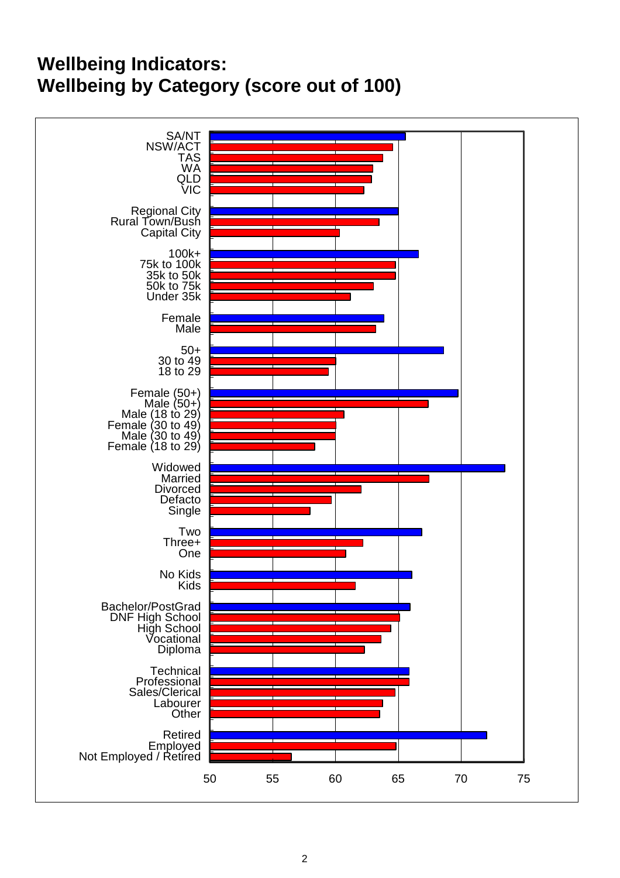# Wellbeing Indicators:
# Wellbeing by Category (score out of 100)

| Category | Score (approx.) |
|---|---|
| SA/NT | 65.6 |
| NSW/ACT | 64.6 |
| TAS | 63.8 |
| WA | 63.0 |
| QLD | 62.9 |
| VIC | 62.3 |
| Regional City | 65.0 |
| Rural Town/Bush | 63.5 |
| Capital City | 60.3 |
| 100k+ | 66.6 |
| 75k to 100k | 64.8 |
| 35k to 50k | 64.8 |
| 50k to 75k | 63.0 |
| Under 35k | 61.2 |
| Female | 63.9 |
| Male | 63.2 |
| 50+ | 68.6 |
| 30 to 49 | 60.0 |
| 18 to 29 | 59.4 |
| Female (50+) | 69.8 |
| Male (50+) | 67.4 |
| Male (18 to 29) | 60.7 |
| Female (30 to 49) | 60.0 |
| Male (30 to 49) | 60.0 |
| Female (18 to 29) | 58.3 |
| Widowed | 73.5 |
| Married | 67.5 |
| Divorced | 62.1 |
| Defacto | 59.7 |
| Single | 58.0 |
| Two | 66.9 |
| Three+ | 62.2 |
| One | 60.8 |
| No Kids | 66.1 |
| Kids | 61.6 |
| Bachelor/PostGrad | 66.0 |
| DNF High School | 65.1 |
| High School | 64.4 |
| Vocational | 63.6 |
| Diploma | 62.3 |
| Technical | 65.9 |
| Professional | 65.9 |
| Sales/Clerical | 64.7 |
| Labourer | 63.7 |
| Other | 63.5 |
| Retired | 72.0 |
| Employed | 64.8 |
| Not Employed / Retired | 56.5 |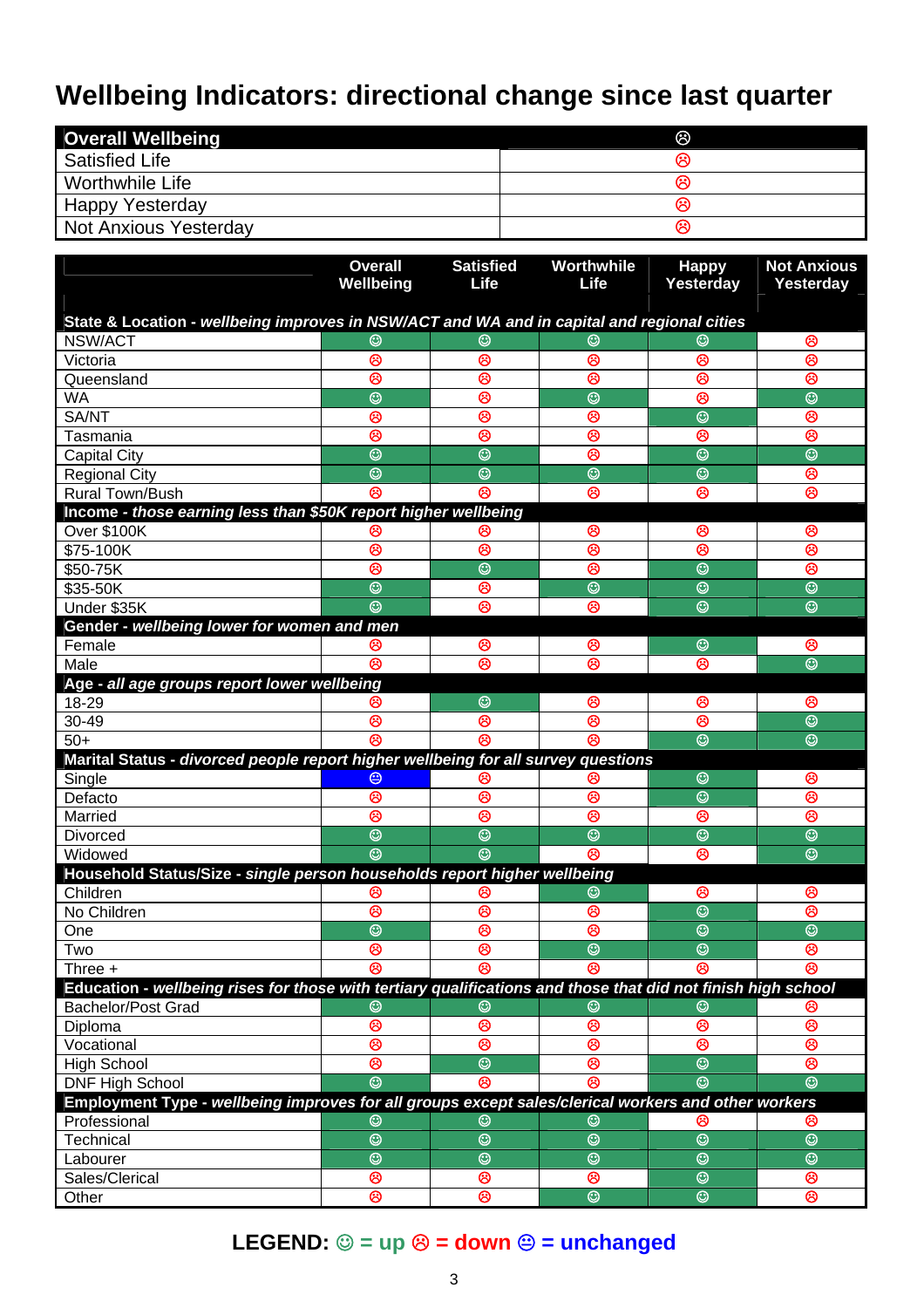# Wellbeing Indicators: directional change since last quarter

| **Overall Wellbeing** | ☹ |
|---|---|
| Satisfied Life | ☹ |
| Worthwhile Life | ☹ |
| Happy Yesterday | ☹ |
| Not Anxious Yesterday | ☹ |

| | Overall Wellbeing | Satisfied Life | Worthwhile Life | Happy Yesterday | Not Anxious Yesterday |
|---|---|---|---|---|---|
| **State & Location** - *wellbeing improves in NSW/ACT and WA and in capital and regional cities* | | | | | |
| NSW/ACT | ☺ | ☺ | ☺ | ☺ | ☹ |
| Victoria | ☹ | ☹ | ☹ | ☹ | ☹ |
| Queensland | ☹ | ☹ | ☹ | ☹ | ☹ |
| WA | ☺ | ☹ | ☺ | ☹ | ☺ |
| SA/NT | ☹ | ☹ | ☹ | ☺ | ☹ |
| Tasmania | ☹ | ☹ | ☹ | ☹ | ☹ |
| Capital City | ☺ | ☺ | ☹ | ☺ | ☺ |
| Regional City | ☺ | ☺ | ☺ | ☺ | ☹ |
| Rural Town/Bush | ☹ | ☹ | ☹ | ☹ | ☹ |
| **Income** - *those earning less than $50K report higher wellbeing* | | | | | |
| Over $100K | ☹ | ☹ | ☹ | ☹ | ☹ |
| $75-100K | ☹ | ☹ | ☹ | ☹ | ☹ |
| $50-75K | ☹ | ☺ | ☹ | ☺ | ☹ |
| $35-50K | ☺ | ☹ | ☺ | ☺ | ☺ |
| Under $35K | ☺ | ☹ | ☹ | ☺ | ☺ |
| **Gender** - *wellbeing lower for women and men* | | | | | |
| Female | ☹ | ☹ | ☹ | ☺ | ☹ |
| Male | ☹ | ☹ | ☹ | ☹ | ☺ |
| **Age** - *all age groups report lower wellbeing* | | | | | |
| 18-29 | ☹ | ☺ | ☹ | ☹ | ☹ |
| 30-49 | ☹ | ☹ | ☹ | ☹ | ☺ |
| 50+ | ☹ | ☹ | ☹ | ☺ | ☺ |
| **Marital Status** - *divorced people report higher wellbeing for all survey questions* | | | | | |
| Single | 😐 | ☹ | ☹ | ☺ | ☹ |
| Defacto | ☹ | ☹ | ☹ | ☺ | ☹ |
| Married | ☹ | ☹ | ☹ | ☹ | ☹ |
| Divorced | ☺ | ☺ | ☺ | ☺ | ☺ |
| Widowed | ☺ | ☺ | ☹ | ☹ | ☺ |
| **Household Status/Size** - *single person households report higher wellbeing* | | | | | |
| Children | ☹ | ☹ | ☺ | ☹ | ☹ |
| No Children | ☹ | ☹ | ☹ | ☺ | ☹ |
| One | ☺ | ☹ | ☹ | ☺ | ☺ |
| Two | ☹ | ☹ | ☺ | ☺ | ☹ |
| Three + | ☹ | ☹ | ☹ | ☹ | ☹ |
| **Education** - *wellbeing rises for those with tertiary qualifications and those that did not finish high school* | | | | | |
| Bachelor/Post Grad | ☺ | ☺ | ☺ | ☺ | ☹ |
| Diploma | ☹ | ☹ | ☹ | ☹ | ☹ |
| Vocational | ☹ | ☹ | ☹ | ☹ | ☹ |
| High School | ☹ | ☺ | ☹ | ☺ | ☹ |
| DNF High School | ☺ | ☹ | ☹ | ☺ | ☺ |
| **Employment Type** - *wellbeing improves for all groups except sales/clerical workers and other workers* | | | | | |
| Professional | ☺ | ☺ | ☺ | ☹ | ☹ |
| Technical | ☺ | ☺ | ☺ | ☺ | ☺ |
| Labourer | ☺ | ☺ | ☺ | ☺ | ☺ |
| Sales/Clerical | ☹ | ☹ | ☹ | ☺ | ☹ |
| Other | ☹ | ☹ | ☺ | ☺ | ☹ |

**LEGEND: ☺ = up ☹ = down 😐 = unchanged**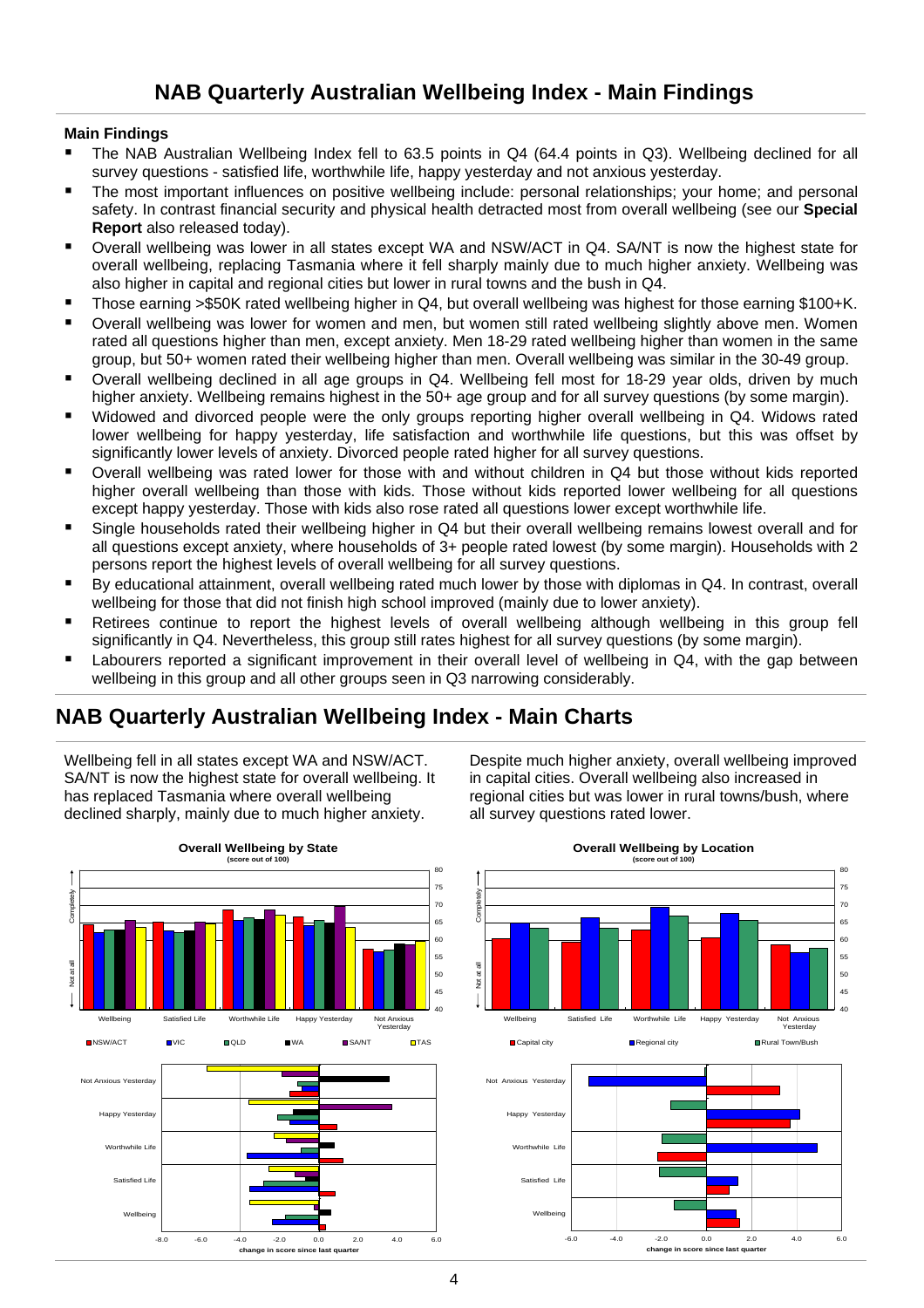# NAB Quarterly Australian Wellbeing Index - Main Findings

**Main Findings**

- The NAB Australian Wellbeing Index fell to 63.5 points in Q4 (64.4 points in Q3). Wellbeing declined for all survey questions - satisfied life, worthwhile life, happy yesterday and not anxious yesterday.
- The most important influences on positive wellbeing include: personal relationships; your home; and personal safety. In contrast financial security and physical health detracted most from overall wellbeing (see our **Special Report** also released today).
- Overall wellbeing was lower in all states except WA and NSW/ACT in Q4. SA/NT is now the highest state for overall wellbeing, replacing Tasmania where it fell sharply mainly due to much higher anxiety. Wellbeing was also higher in capital and regional cities but lower in rural towns and the bush in Q4.
- Those earning >$50K rated wellbeing higher in Q4, but overall wellbeing was highest for those earning $100+K.
- Overall wellbeing was lower for women and men, but women still rated wellbeing slightly above men. Women rated all questions higher than men, except anxiety. Men 18-29 rated wellbeing higher than women in the same group, but 50+ women rated their wellbeing higher than men. Overall wellbeing was similar in the 30-49 group.
- Overall wellbeing declined in all age groups in Q4. Wellbeing fell most for 18-29 year olds, driven by much higher anxiety. Wellbeing remains highest in the 50+ age group and for all survey questions (by some margin).
- Widowed and divorced people were the only groups reporting higher overall wellbeing in Q4. Widows rated lower wellbeing for happy yesterday, life satisfaction and worthwhile life questions, but this was offset by significantly lower levels of anxiety. Divorced people rated higher for all survey questions.
- Overall wellbeing was rated lower for those with and without children in Q4 but those without kids reported higher overall wellbeing than those with kids. Those without kids reported lower wellbeing for all questions except happy yesterday. Those with kids also rose rated all questions lower except worthwhile life.
- Single households rated their wellbeing higher in Q4 but their overall wellbeing remains lowest overall and for all questions except anxiety, where households of 3+ people rated lowest (by some margin). Households with 2 persons report the highest levels of overall wellbeing for all survey questions.
- By educational attainment, overall wellbeing rated much lower by those with diplomas in Q4. In contrast, overall wellbeing for those that did not finish high school improved (mainly due to lower anxiety).
- Retirees continue to report the highest levels of overall wellbeing although wellbeing in this group fell significantly in Q4. Nevertheless, this group still rates highest for all survey questions (by some margin).
- Labourers reported a significant improvement in their overall level of wellbeing in Q4, with the gap between wellbeing in this group and all other groups seen in Q3 narrowing considerably.

# NAB Quarterly Australian Wellbeing Index - Main Charts

Wellbeing fell in all states except WA and NSW/ACT. SA/NT is now the highest state for overall wellbeing. It has replaced Tasmania where overall wellbeing declined sharply, mainly due to much higher anxiety.

Despite much higher anxiety, overall wellbeing improved in capital cities. Overall wellbeing also increased in regional cities but was lower in rural towns/bush, where all survey questions rated lower.

**Overall Wellbeing by State** (score out of 100)

Categories: Wellbeing, Satisfied Life, Worthwhile Life, Happy Yesterday, Not Anxious Yesterday. Legend: NSW/ACT, VIC, QLD, WA, SA/NT, TAS. Y-axis: 40–80 (Not at all – Completely). Lower panel: change in score since last quarter (-8.0 to 6.0).

**Overall Wellbeing by Location** (score out of 100)

Categories: Wellbeing, Satisfied Life, Worthwhile Life, Happy Yesterday, Not Anxious Yesterday. Legend: Capital city, Regional city, Rural Town/Bush. Y-axis: 40–80 (Not at all – Completely). Lower panel: change in score since last quarter (-6.0 to 6.0).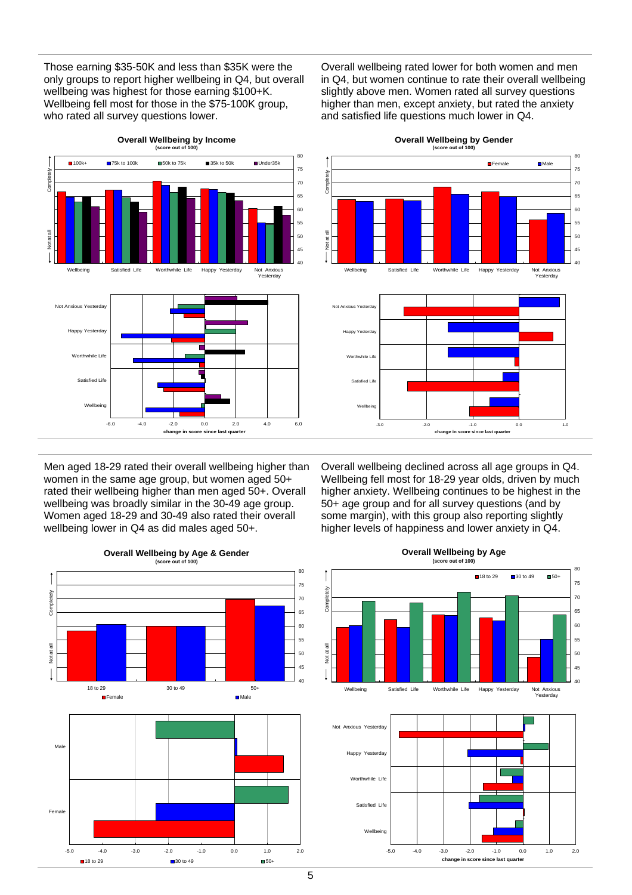Those earning $35-50K and less than $35K were the only groups to report higher wellbeing in Q4, but overall wellbeing was highest for those earning $100+K. Wellbeing fell most for those in the $75-100K group, who rated all survey questions lower.

**Overall Wellbeing by Income**
(score out of 100)

Overall wellbeing rated lower for both women and men in Q4, but women continue to rate their overall wellbeing slightly above men. Women rated all survey questions higher than men, except anxiety, but rated the anxiety and satisfied life questions much lower in Q4.

**Overall Wellbeing by Gender**
(score out of 100)

Men aged 18-29 rated their overall wellbeing higher than women in the same age group, but women aged 50+ rated their wellbeing higher than men aged 50+. Overall wellbeing was broadly similar in the 30-49 age group. Women aged 18-29 and 30-49 also rated their overall wellbeing lower in Q4 as did males aged 50+.

**Overall Wellbeing by Age & Gender**
(score out of 100)

Overall wellbeing declined across all age groups in Q4. Wellbeing fell most for 18-29 year olds, driven by much higher anxiety. Wellbeing continues to be highest in the 50+ age group and for all survey questions (and by some margin), with this group also reporting slightly higher levels of happiness and lower anxiety in Q4.

**Overall Wellbeing by Age**
(score out of 100)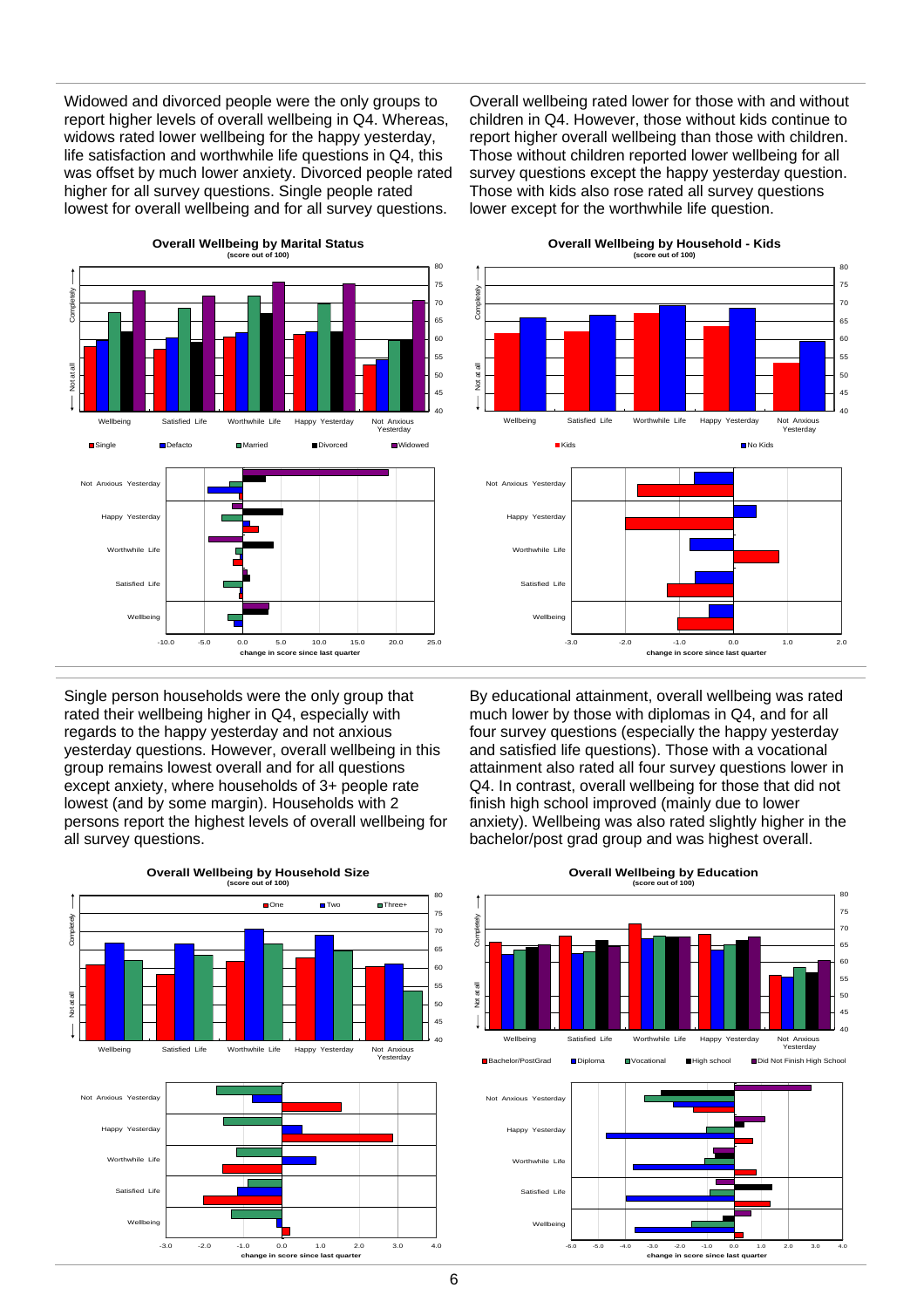Widowed and divorced people were the only groups to report higher levels of overall wellbeing in Q4. Whereas, widows rated lower wellbeing for the happy yesterday, life satisfaction and worthwhile life questions in Q4, this was offset by much lower anxiety. Divorced people rated higher for all survey questions. Single people rated lowest for overall wellbeing and for all survey questions.

**Overall Wellbeing by Marital Status** (score out of 100)

Overall wellbeing rated lower for those with and without children in Q4. However, those without kids continue to report higher overall wellbeing than those with children. Those without children reported lower wellbeing for all survey questions except the happy yesterday question. Those with kids also rose rated all survey questions lower except for the worthwhile life question.

**Overall Wellbeing by Household - Kids** (score out of 100)

Single person households were the only group that rated their wellbeing higher in Q4, especially with regards to the happy yesterday and not anxious yesterday questions. However, overall wellbeing in this group remains lowest overall and for all questions except anxiety, where households of 3+ people rate lowest (and by some margin). Households with 2 persons report the highest levels of overall wellbeing for all survey questions.

**Overall Wellbeing by Household Size** (score out of 100)

By educational attainment, overall wellbeing was rated much lower by those with diplomas in Q4, and for all four survey questions (especially the happy yesterday and satisfied life questions). Those with a vocational attainment also rated all four survey questions lower in Q4. In contrast, overall wellbeing for those that did not finish high school improved (mainly due to lower anxiety). Wellbeing was also rated slightly higher in the bachelor/post grad group and was highest overall.

**Overall Wellbeing by Education** (score out of 100)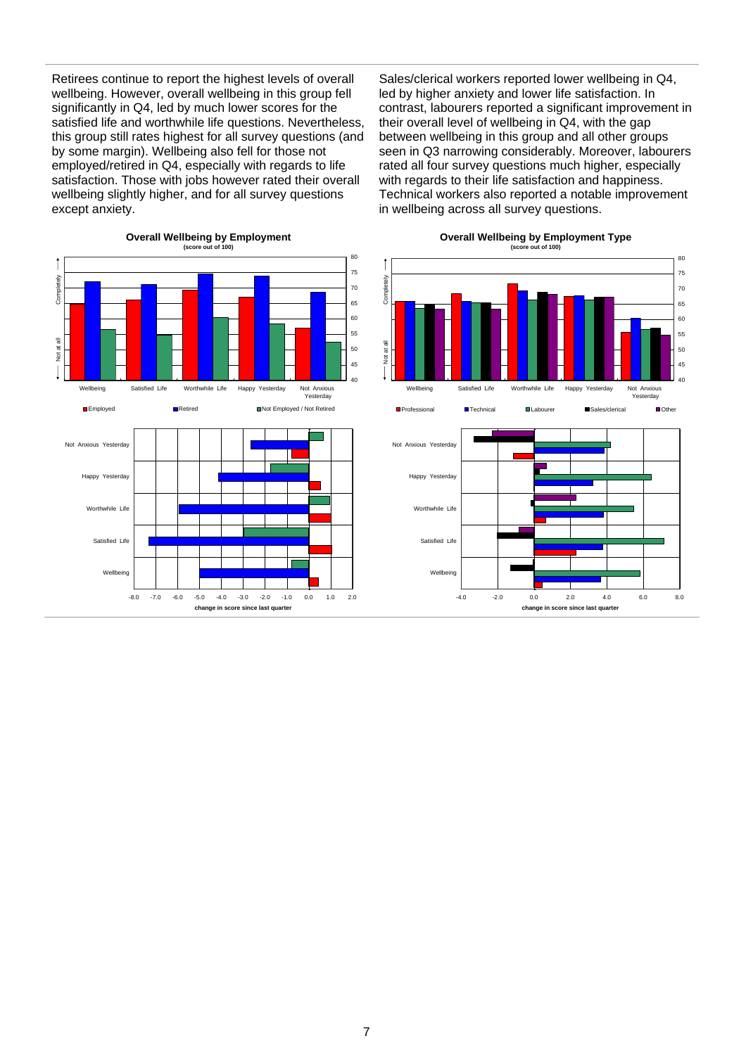Retirees continue to report the highest levels of overall wellbeing. However, overall wellbeing in this group fell significantly in Q4, led by much lower scores for the satisfied life and worthwhile life questions. Nevertheless, this group still rates highest for all survey questions (and by some margin). Wellbeing also fell for those not employed/retired in Q4, especially with regards to life satisfaction. Those with jobs however rated their overall wellbeing slightly higher, and for all survey questions except anxiety.

Sales/clerical workers reported lower wellbeing in Q4, led by higher anxiety and lower life satisfaction. In contrast, labourers reported a significant improvement in their overall level of wellbeing in Q4, with the gap between wellbeing in this group and all other groups seen in Q3 narrowing considerably. Moreover, labourers rated all four survey questions much higher, especially with regards to their life satisfaction and happiness. Technical workers also reported a notable improvement in wellbeing across all survey questions.

**Overall Wellbeing by Employment**
(score out of 100)

**Overall Wellbeing by Employment Type**
(score out of 100)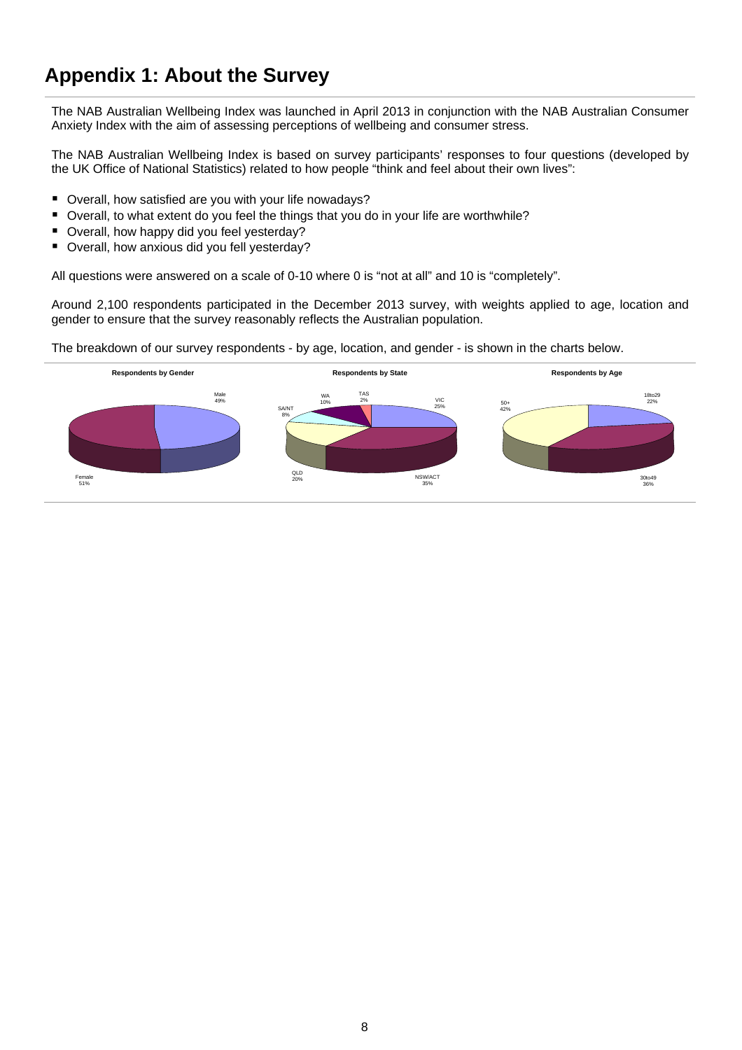# Appendix 1: About the Survey

The NAB Australian Wellbeing Index was launched in April 2013 in conjunction with the NAB Australian Consumer Anxiety Index with the aim of assessing perceptions of wellbeing and consumer stress.

The NAB Australian Wellbeing Index is based on survey participants' responses to four questions (developed by the UK Office of National Statistics) related to how people "think and feel about their own lives":

- Overall, how satisfied are you with your life nowadays?
- Overall, to what extent do you feel the things that you do in your life are worthwhile?
- Overall, how happy did you feel yesterday?
- Overall, how anxious did you fell yesterday?

All questions were answered on a scale of 0-10 where 0 is "not at all" and 10 is "completely".

Around 2,100 respondents participated in the December 2013 survey, with weights applied to age, location and gender to ensure that the survey reasonably reflects the Australian population.

The breakdown of our survey respondents - by age, location, and gender - is shown in the charts below.

**Respondents by Gender**

Male 49%
Female 51%

**Respondents by State**

VIC 25%
NSW/ACT 35%
QLD 20%
SA/NT 8%
WA 10%
TAS 2%

**Respondents by Age**

18to29 22%
30to49 36%
50+ 42%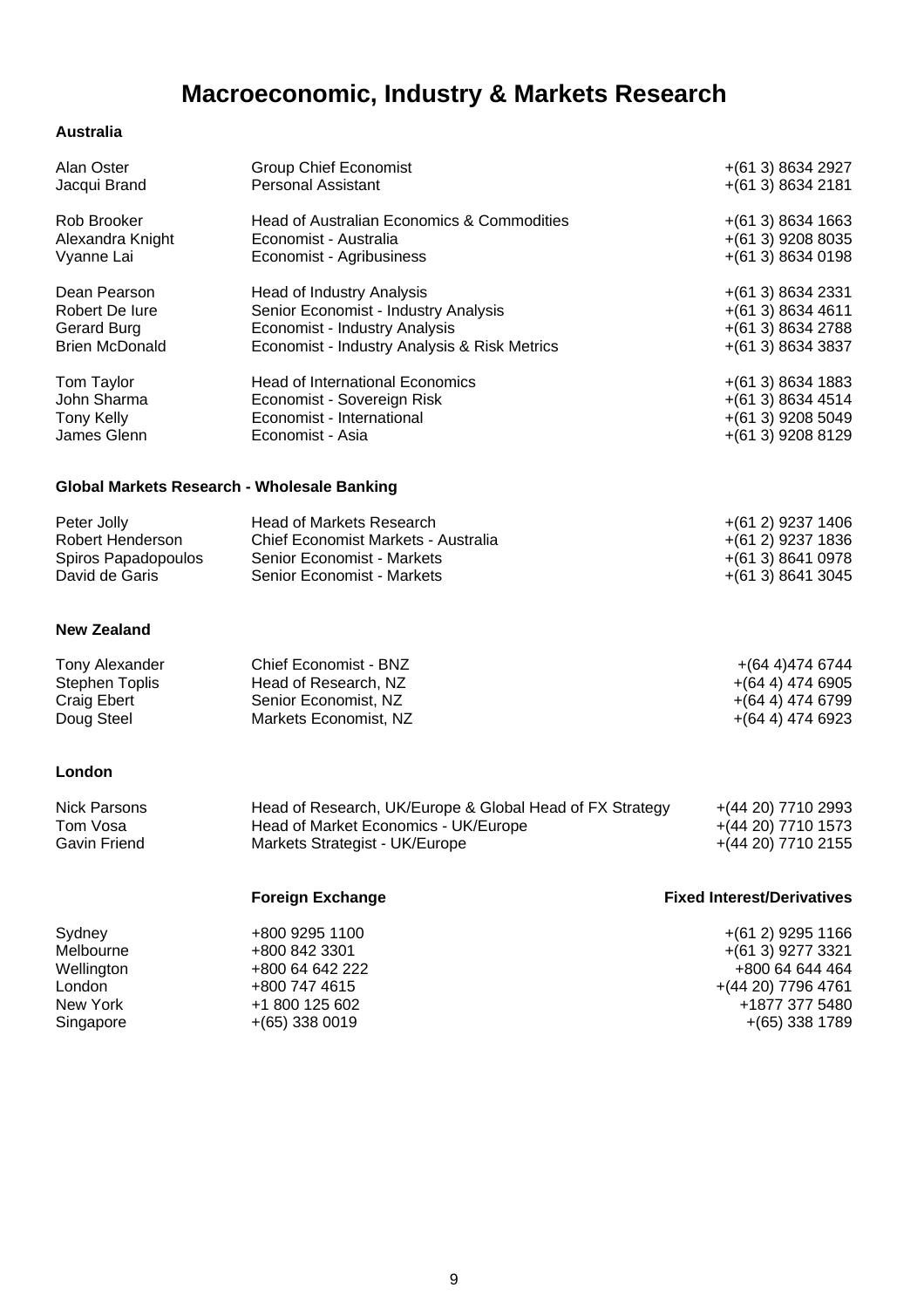# Macroeconomic, Industry & Markets Research

### Australia

| | | |
|---|---|---|
| Alan Oster | Group Chief Economist | +(61 3) 8634 2927 |
| Jacqui Brand | Personal Assistant | +(61 3) 8634 2181 |
| | | |
| Rob Brooker | Head of Australian Economics & Commodities | +(61 3) 8634 1663 |
| Alexandra Knight | Economist - Australia | +(61 3) 9208 8035 |
| Vyanne Lai | Economist - Agribusiness | +(61 3) 8634 0198 |
| | | |
| Dean Pearson | Head of Industry Analysis | +(61 3) 8634 2331 |
| Robert De Iure | Senior Economist - Industry Analysis | +(61 3) 8634 4611 |
| Gerard Burg | Economist - Industry Analysis | +(61 3) 8634 2788 |
| Brien McDonald | Economist - Industry Analysis & Risk Metrics | +(61 3) 8634 3837 |
| | | |
| Tom Taylor | Head of International Economics | +(61 3) 8634 1883 |
| John Sharma | Economist - Sovereign Risk | +(61 3) 8634 4514 |
| Tony Kelly | Economist - International | +(61 3) 9208 5049 |
| James Glenn | Economist - Asia | +(61 3) 9208 8129 |

### Global Markets Research - Wholesale Banking

| | | |
|---|---|---|
| Peter Jolly | Head of Markets Research | +(61 2) 9237 1406 |
| Robert Henderson | Chief Economist Markets - Australia | +(61 2) 9237 1836 |
| Spiros Papadopoulos | Senior Economist - Markets | +(61 3) 8641 0978 |
| David de Garis | Senior Economist - Markets | +(61 3) 8641 3045 |

### New Zealand

| | | |
|---|---|---|
| Tony Alexander | Chief Economist - BNZ | +(64 4)474 6744 |
| Stephen Toplis | Head of Research, NZ | +(64 4) 474 6905 |
| Craig Ebert | Senior Economist, NZ | +(64 4) 474 6799 |
| Doug Steel | Markets Economist, NZ | +(64 4) 474 6923 |

### London

| | | |
|---|---|---|
| Nick Parsons | Head of Research, UK/Europe & Global Head of FX Strategy | +(44 20) 7710 2993 |
| Tom Vosa | Head of Market Economics - UK/Europe | +(44 20) 7710 1573 |
| Gavin Friend | Markets Strategist - UK/Europe | +(44 20) 7710 2155 |

| | **Foreign Exchange** | **Fixed Interest/Derivatives** |
|---|---|---|
| Sydney | +800 9295 1100 | +(61 2) 9295 1166 |
| Melbourne | +800 842 3301 | +(61 3) 9277 3321 |
| Wellington | +800 64 642 222 | +800 64 644 464 |
| London | +800 747 4615 | +(44 20) 7796 4761 |
| New York | +1 800 125 602 | +1877 377 5480 |
| Singapore | +(65) 338 0019 | +(65) 338 1789 |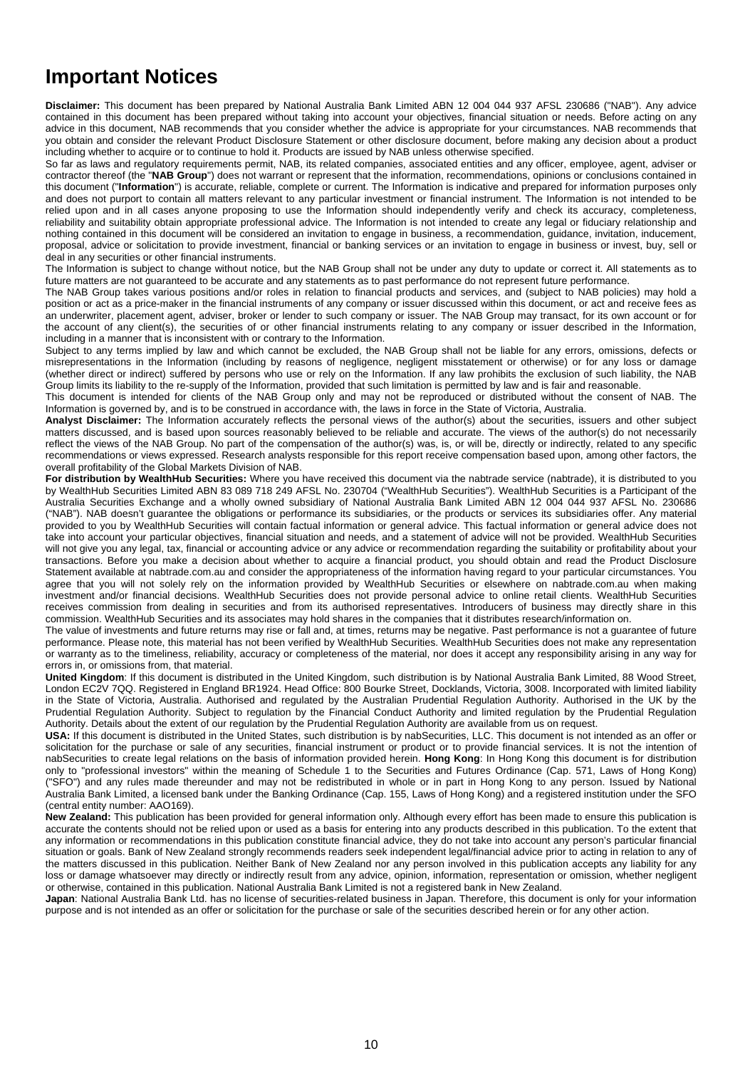# Important Notices

**Disclaimer:** This document has been prepared by National Australia Bank Limited ABN 12 004 044 937 AFSL 230686 ("NAB"). Any advice contained in this document has been prepared without taking into account your objectives, financial situation or needs. Before acting on any advice in this document, NAB recommends that you consider whether the advice is appropriate for your circumstances. NAB recommends that you obtain and consider the relevant Product Disclosure Statement or other disclosure document, before making any decision about a product including whether to acquire or to continue to hold it. Products are issued by NAB unless otherwise specified.

So far as laws and regulatory requirements permit, NAB, its related companies, associated entities and any officer, employee, agent, adviser or contractor thereof (the "**NAB Group**") does not warrant or represent that the information, recommendations, opinions or conclusions contained in this document ("**Information**") is accurate, reliable, complete or current. The Information is indicative and prepared for information purposes only and does not purport to contain all matters relevant to any particular investment or financial instrument. The Information is not intended to be relied upon and in all cases anyone proposing to use the Information should independently verify and check its accuracy, completeness, reliability and suitability obtain appropriate professional advice. The Information is not intended to create any legal or fiduciary relationship and nothing contained in this document will be considered an invitation to engage in business, a recommendation, guidance, invitation, inducement, proposal, advice or solicitation to provide investment, financial or banking services or an invitation to engage in business or invest, buy, sell or deal in any securities or other financial instruments.

The Information is subject to change without notice, but the NAB Group shall not be under any duty to update or correct it. All statements as to future matters are not guaranteed to be accurate and any statements as to past performance do not represent future performance.

The NAB Group takes various positions and/or roles in relation to financial products and services, and (subject to NAB policies) may hold a position or act as a price-maker in the financial instruments of any company or issuer discussed within this document, or act and receive fees as an underwriter, placement agent, adviser, broker or lender to such company or issuer. The NAB Group may transact, for its own account or for the account of any client(s), the securities of or other financial instruments relating to any company or issuer described in the Information, including in a manner that is inconsistent with or contrary to the Information.

Subject to any terms implied by law and which cannot be excluded, the NAB Group shall not be liable for any errors, omissions, defects or misrepresentations in the Information (including by reasons of negligence, negligent misstatement or otherwise) or for any loss or damage (whether direct or indirect) suffered by persons who use or rely on the Information. If any law prohibits the exclusion of such liability, the NAB Group limits its liability to the re-supply of the Information, provided that such limitation is permitted by law and is fair and reasonable.

This document is intended for clients of the NAB Group only and may not be reproduced or distributed without the consent of NAB. The Information is governed by, and is to be construed in accordance with, the laws in force in the State of Victoria, Australia.

**Analyst Disclaimer:** The Information accurately reflects the personal views of the author(s) about the securities, issuers and other subject matters discussed, and is based upon sources reasonably believed to be reliable and accurate. The views of the author(s) do not necessarily reflect the views of the NAB Group. No part of the compensation of the author(s) was, is, or will be, directly or indirectly, related to any specific recommendations or views expressed. Research analysts responsible for this report receive compensation based upon, among other factors, the overall profitability of the Global Markets Division of NAB.

**For distribution by WealthHub Securities:** Where you have received this document via the nabtrade service (nabtrade), it is distributed to you by WealthHub Securities Limited ABN 83 089 718 249 AFSL No. 230704 ("WealthHub Securities"). WealthHub Securities is a Participant of the Australia Securities Exchange and a wholly owned subsidiary of National Australia Bank Limited ABN 12 004 044 937 AFSL No. 230686 ("NAB"). NAB doesn't guarantee the obligations or performance its subsidiaries, or the products or services its subsidiaries offer. Any material provided to you by WealthHub Securities will contain factual information or general advice. This factual information or general advice does not take into account your particular objectives, financial situation and needs, and a statement of advice will not be provided. WealthHub Securities will not give you any legal, tax, financial or accounting advice or any advice or recommendation regarding the suitability or profitability about your transactions. Before you make a decision about whether to acquire a financial product, you should obtain and read the Product Disclosure Statement available at nabtrade.com.au and consider the appropriateness of the information having regard to your particular circumstances. You agree that you will not solely rely on the information provided by WealthHub Securities or elsewhere on nabtrade.com.au when making investment and/or financial decisions. WealthHub Securities does not provide personal advice to online retail clients. WealthHub Securities receives commission from dealing in securities and from its authorised representatives. Introducers of business may directly share in this commission. WealthHub Securities and its associates may hold shares in the companies that it distributes research/information on.

The value of investments and future returns may rise or fall and, at times, returns may be negative. Past performance is not a guarantee of future performance. Please note, this material has not been verified by WealthHub Securities. WealthHub Securities does not make any representation or warranty as to the timeliness, reliability, accuracy or completeness of the material, nor does it accept any responsibility arising in any way for errors in, or omissions from, that material.

**United Kingdom**: If this document is distributed in the United Kingdom, such distribution is by National Australia Bank Limited, 88 Wood Street, London EC2V 7QQ. Registered in England BR1924. Head Office: 800 Bourke Street, Docklands, Victoria, 3008. Incorporated with limited liability in the State of Victoria, Australia. Authorised and regulated by the Australian Prudential Regulation Authority. Authorised in the UK by the Prudential Regulation Authority. Subject to regulation by the Financial Conduct Authority and limited regulation by the Prudential Regulation Authority. Details about the extent of our regulation by the Prudential Regulation Authority are available from us on request.

**USA:** If this document is distributed in the United States, such distribution is by nabSecurities, LLC. This document is not intended as an offer or solicitation for the purchase or sale of any securities, financial instrument or product or to provide financial services. It is not the intention of nabSecurities to create legal relations on the basis of information provided herein. **Hong Kong**: In Hong Kong this document is for distribution only to "professional investors" within the meaning of Schedule 1 to the Securities and Futures Ordinance (Cap. 571, Laws of Hong Kong) ("SFO") and any rules made thereunder and may not be redistributed in whole or in part in Hong Kong to any person. Issued by National Australia Bank Limited, a licensed bank under the Banking Ordinance (Cap. 155, Laws of Hong Kong) and a registered institution under the SFO (central entity number: AAO169).

**New Zealand:** This publication has been provided for general information only. Although every effort has been made to ensure this publication is accurate the contents should not be relied upon or used as a basis for entering into any products described in this publication. To the extent that any information or recommendations in this publication constitute financial advice, they do not take into account any person's particular financial situation or goals. Bank of New Zealand strongly recommends readers seek independent legal/financial advice prior to acting in relation to any of the matters discussed in this publication. Neither Bank of New Zealand nor any person involved in this publication accepts any liability for any loss or damage whatsoever may directly or indirectly result from any advice, opinion, information, representation or omission, whether negligent or otherwise, contained in this publication. National Australia Bank Limited is not a registered bank in New Zealand.

**Japan**: National Australia Bank Ltd. has no license of securities-related business in Japan. Therefore, this document is only for your information purpose and is not intended as an offer or solicitation for the purchase or sale of the securities described herein or for any other action.